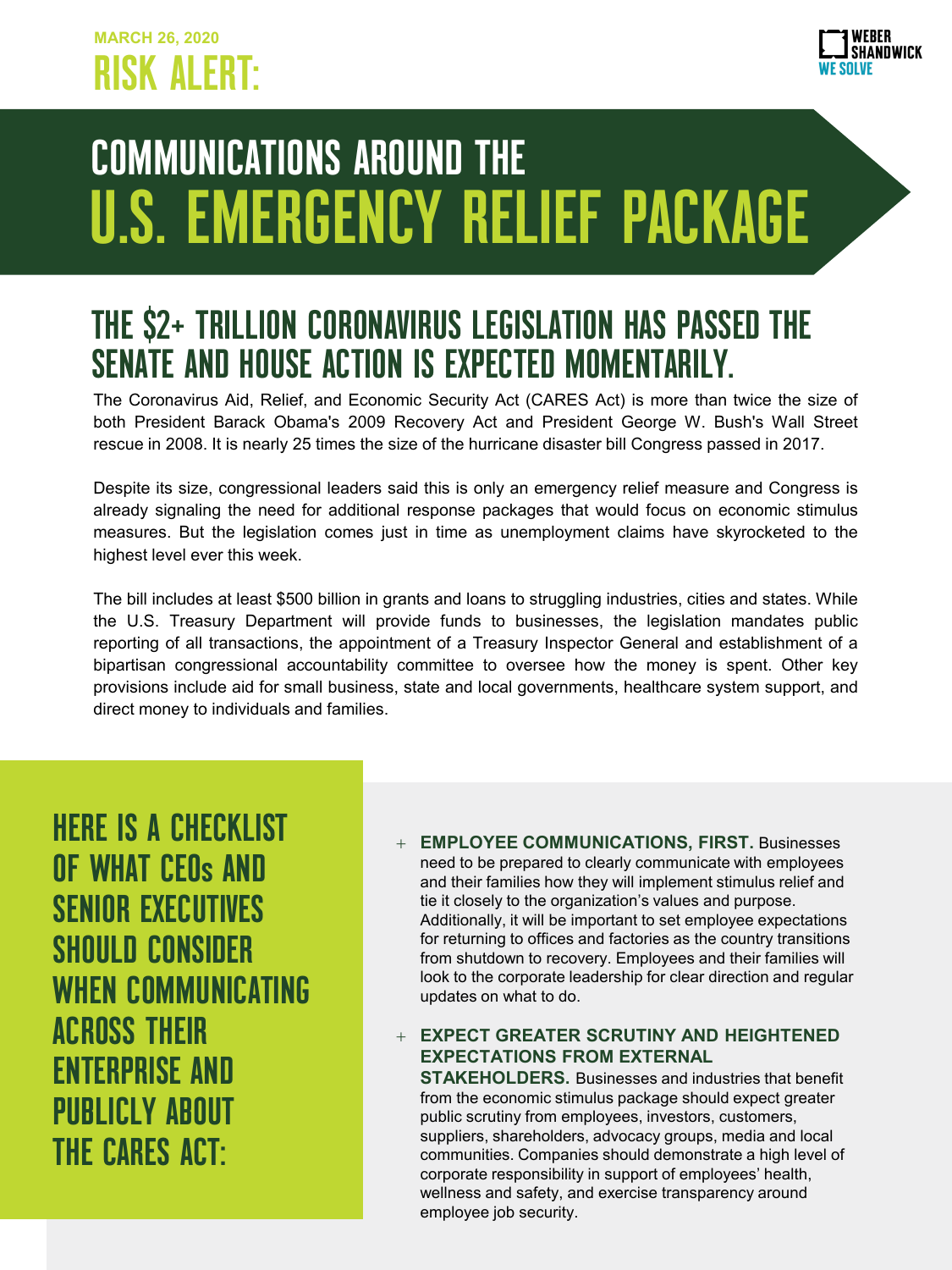MARCH 26, 2020

# RISK ALERT:

WEBER SHANDWICK
WE SOLVE

# COMMUNICATIONS AROUND THE U.S. EMERGENCY RELIEF PACKAGE

## THE $2+ TRILLION CORONAVIRUS LEGISLATION HAS PASSED THE SENATE AND HOUSE ACTION IS EXPECTED MOMENTARILY.

The Coronavirus Aid, Relief, and Economic Security Act (CARES Act) is more than twice the size of both President Barack Obama's 2009 Recovery Act and President George W. Bush's Wall Street rescue in 2008. It is nearly 25 times the size of the hurricane disaster bill Congress passed in 2017.

Despite its size, congressional leaders said this is only an emergency relief measure and Congress is already signaling the need for additional response packages that would focus on economic stimulus measures. But the legislation comes just in time as unemployment claims have skyrocketed to the highest level ever this week.

The bill includes at least $500 billion in grants and loans to struggling industries, cities and states. While the U.S. Treasury Department will provide funds to businesses, the legislation mandates public reporting of all transactions, the appointment of a Treasury Inspector General and establishment of a bipartisan congressional accountability committee to oversee how the money is spent. Other key provisions include aid for small business, state and local governments, healthcare system support, and direct money to individuals and families.

## HERE IS A CHECKLIST OF WHAT CEOs AND SENIOR EXECUTIVES SHOULD CONSIDER WHEN COMMUNICATING ACROSS THEIR ENTERPRISE AND PUBLICLY ABOUT THE CARES ACT:

- **EMPLOYEE COMMUNICATIONS, FIRST.** Businesses need to be prepared to clearly communicate with employees and their families how they will implement stimulus relief and tie it closely to the organization's values and purpose. Additionally, it will be important to set employee expectations for returning to offices and factories as the country transitions from shutdown to recovery. Employees and their families will look to the corporate leadership for clear direction and regular updates on what to do.

- **EXPECT GREATER SCRUTINY AND HEIGHTENED EXPECTATIONS FROM EXTERNAL STAKEHOLDERS.** Businesses and industries that benefit from the economic stimulus package should expect greater public scrutiny from employees, investors, customers, suppliers, shareholders, advocacy groups, media and local communities. Companies should demonstrate a high level of corporate responsibility in support of employees' health, wellness and safety, and exercise transparency around employee job security.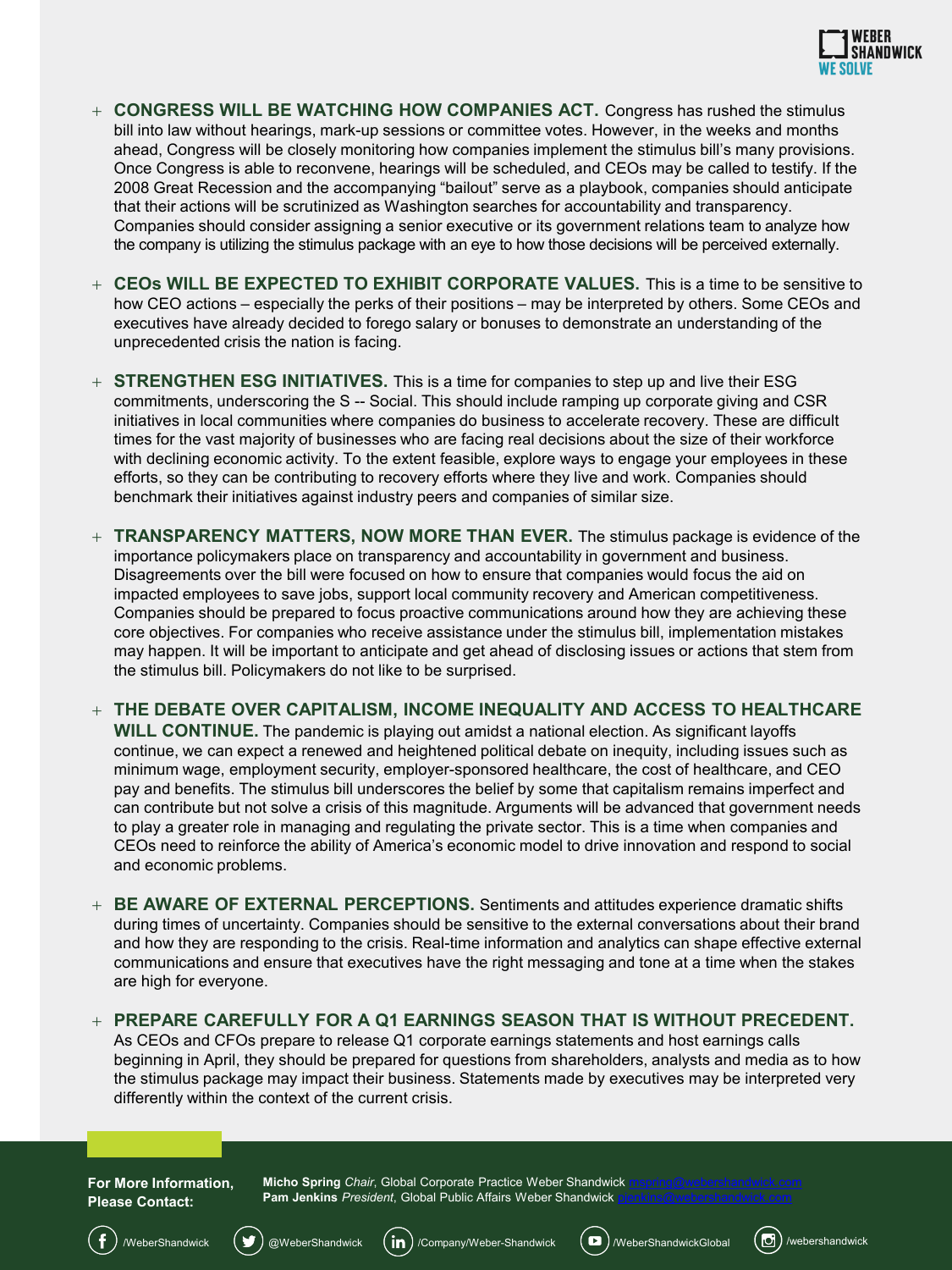- **CONGRESS WILL BE WATCHING HOW COMPANIES ACT.** Congress has rushed the stimulus bill into law without hearings, mark-up sessions or committee votes. However, in the weeks and months ahead, Congress will be closely monitoring how companies implement the stimulus bill's many provisions. Once Congress is able to reconvene, hearings will be scheduled, and CEOs may be called to testify. If the 2008 Great Recession and the accompanying "bailout" serve as a playbook, companies should anticipate that their actions will be scrutinized as Washington searches for accountability and transparency. Companies should consider assigning a senior executive or its government relations team to analyze how the company is utilizing the stimulus package with an eye to how those decisions will be perceived externally.

- **CEOs WILL BE EXPECTED TO EXHIBIT CORPORATE VALUES.** This is a time to be sensitive to how CEO actions – especially the perks of their positions – may be interpreted by others. Some CEOs and executives have already decided to forego salary or bonuses to demonstrate an understanding of the unprecedented crisis the nation is facing.

- **STRENGTHEN ESG INITIATIVES.** This is a time for companies to step up and live their ESG commitments, underscoring the S -- Social. This should include ramping up corporate giving and CSR initiatives in local communities where companies do business to accelerate recovery. These are difficult times for the vast majority of businesses who are facing real decisions about the size of their workforce with declining economic activity. To the extent feasible, explore ways to engage your employees in these efforts, so they can be contributing to recovery efforts where they live and work. Companies should benchmark their initiatives against industry peers and companies of similar size.

- **TRANSPARENCY MATTERS, NOW MORE THAN EVER.** The stimulus package is evidence of the importance policymakers place on transparency and accountability in government and business. Disagreements over the bill were focused on how to ensure that companies would focus the aid on impacted employees to save jobs, support local community recovery and American competitiveness. Companies should be prepared to focus proactive communications around how they are achieving these core objectives. For companies who receive assistance under the stimulus bill, implementation mistakes may happen. It will be important to anticipate and get ahead of disclosing issues or actions that stem from the stimulus bill. Policymakers do not like to be surprised.

- **THE DEBATE OVER CAPITALISM, INCOME INEQUALITY AND ACCESS TO HEALTHCARE WILL CONTINUE.** The pandemic is playing out amidst a national election. As significant layoffs continue, we can expect a renewed and heightened political debate on inequity, including issues such as minimum wage, employment security, employer-sponsored healthcare, the cost of healthcare, and CEO pay and benefits. The stimulus bill underscores the belief by some that capitalism remains imperfect and can contribute but not solve a crisis of this magnitude. Arguments will be advanced that government needs to play a greater role in managing and regulating the private sector. This is a time when companies and CEOs need to reinforce the ability of America's economic model to drive innovation and respond to social and economic problems.

- **BE AWARE OF EXTERNAL PERCEPTIONS.** Sentiments and attitudes experience dramatic shifts during times of uncertainty. Companies should be sensitive to the external conversations about their brand and how they are responding to the crisis. Real-time information and analytics can shape effective external communications and ensure that executives have the right messaging and tone at a time when the stakes are high for everyone.

- **PREPARE CAREFULLY FOR A Q1 EARNINGS SEASON THAT IS WITHOUT PRECEDENT.** As CEOs and CFOs prepare to release Q1 corporate earnings statements and host earnings calls beginning in April, they should be prepared for questions from shareholders, analysts and media as to how the stimulus package may impact their business. Statements made by executives may be interpreted very differently within the context of the current crisis.

**For More Information, Please Contact:**

**Micho Spring** *Chair*, Global Corporate Practice Weber Shandwick mspring@webershandwick.com
**Pam Jenkins** *President*, Global Public Affairs Weber Shandwick pjenkins@webershandwick.com

/WeberShandwick @WeberShandwick /Company/Weber-Shandwick /WeberShandwickGlobal /webershandwick